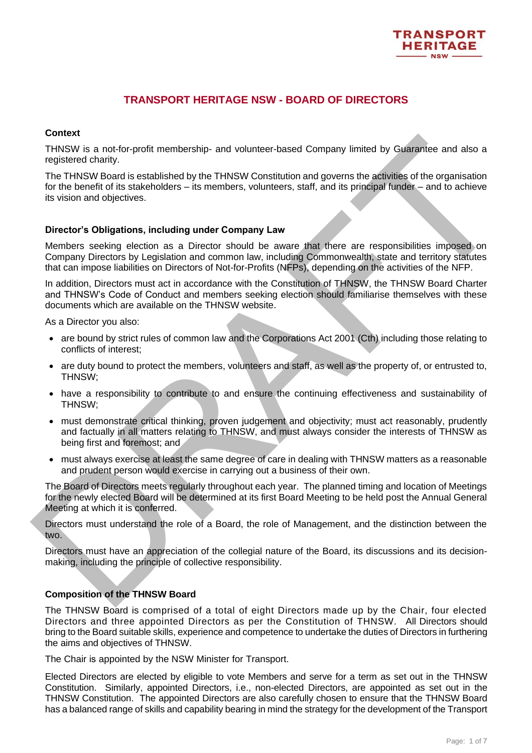# TRANSPORT HERITAGE NSW - BOARD OF DIRECTORS

**Context**

THNSW is a not-for-profit membership- and volunteer-based Company limited by Guarantee and also a registered charity.

The THNSW Board is established by the THNSW Constitution and governs the activities of the organisation for the benefit of its stakeholders – its members, volunteers, staff, and its principal funder – and to achieve its vision and objectives.

**Director's Obligations, including under Company Law**

Members seeking election as a Director should be aware that there are responsibilities imposed on Company Directors by Legislation and common law, including Commonwealth, state and territory statutes that can impose liabilities on Directors of Not-for-Profits (NFPs), depending on the activities of the NFP.

In addition, Directors must act in accordance with the Constitution of THNSW, the THNSW Board Charter and THNSW's Code of Conduct and members seeking election should familiarise themselves with these documents which are available on the THNSW website.

As a Director you also:

- are bound by strict rules of common law and the Corporations Act 2001 (Cth) including those relating to conflicts of interest;
- are duty bound to protect the members, volunteers and staff, as well as the property of, or entrusted to, THNSW;
- have a responsibility to contribute to and ensure the continuing effectiveness and sustainability of THNSW;
- must demonstrate critical thinking, proven judgement and objectivity; must act reasonably, prudently and factually in all matters relating to THNSW, and must always consider the interests of THNSW as being first and foremost; and
- must always exercise at least the same degree of care in dealing with THNSW matters as a reasonable and prudent person would exercise in carrying out a business of their own.

The Board of Directors meets regularly throughout each year. The planned timing and location of Meetings for the newly elected Board will be determined at its first Board Meeting to be held post the Annual General Meeting at which it is conferred.

Directors must understand the role of a Board, the role of Management, and the distinction between the two.

Directors must have an appreciation of the collegial nature of the Board, its discussions and its decision-making, including the principle of collective responsibility.

**Composition of the THNSW Board**

The THNSW Board is comprised of a total of eight Directors made up by the Chair, four elected Directors and three appointed Directors as per the Constitution of THNSW. All Directors should bring to the Board suitable skills, experience and competence to undertake the duties of Directors in furthering the aims and objectives of THNSW.

The Chair is appointed by the NSW Minister for Transport.

Elected Directors are elected by eligible to vote Members and serve for a term as set out in the THNSW Constitution. Similarly, appointed Directors, i.e., non-elected Directors, are appointed as set out in the THNSW Constitution. The appointed Directors are also carefully chosen to ensure that the THNSW Board has a balanced range of skills and capability bearing in mind the strategy for the development of the Transport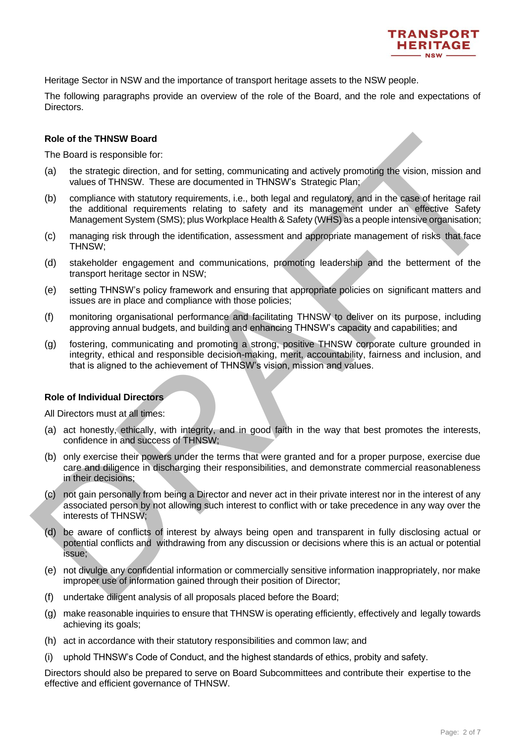Heritage Sector in NSW and the importance of transport heritage assets to the NSW people.

The following paragraphs provide an overview of the role of the Board, and the role and expectations of Directors.

**Role of the THNSW Board**

The Board is responsible for:

(a) the strategic direction, and for setting, communicating and actively promoting the vision, mission and values of THNSW. These are documented in THNSW's Strategic Plan;

(b) compliance with statutory requirements, i.e., both legal and regulatory, and in the case of heritage rail the additional requirements relating to safety and its management under an effective Safety Management System (SMS); plus Workplace Health & Safety (WHS) as a people intensive organisation;

(c) managing risk through the identification, assessment and appropriate management of risks that face THNSW;

(d) stakeholder engagement and communications, promoting leadership and the betterment of the transport heritage sector in NSW;

(e) setting THNSW's policy framework and ensuring that appropriate policies on significant matters and issues are in place and compliance with those policies;

(f) monitoring organisational performance and facilitating THNSW to deliver on its purpose, including approving annual budgets, and building and enhancing THNSW's capacity and capabilities; and

(g) fostering, communicating and promoting a strong, positive THNSW corporate culture grounded in integrity, ethical and responsible decision-making, merit, accountability, fairness and inclusion, and that is aligned to the achievement of THNSW's vision, mission and values.

**Role of Individual Directors**

All Directors must at all times:

(a) act honestly, ethically, with integrity, and in good faith in the way that best promotes the interests, confidence in and success of THNSW;

(b) only exercise their powers under the terms that were granted and for a proper purpose, exercise due care and diligence in discharging their responsibilities, and demonstrate commercial reasonableness in their decisions;

(c) not gain personally from being a Director and never act in their private interest nor in the interest of any associated person by not allowing such interest to conflict with or take precedence in any way over the interests of THNSW;

(d) be aware of conflicts of interest by always being open and transparent in fully disclosing actual or potential conflicts and withdrawing from any discussion or decisions where this is an actual or potential issue;

(e) not divulge any confidential information or commercially sensitive information inappropriately, nor make improper use of information gained through their position of Director;

(f) undertake diligent analysis of all proposals placed before the Board;

(g) make reasonable inquiries to ensure that THNSW is operating efficiently, effectively and legally towards achieving its goals;

(h) act in accordance with their statutory responsibilities and common law; and

(i) uphold THNSW's Code of Conduct, and the highest standards of ethics, probity and safety.

Directors should also be prepared to serve on Board Subcommittees and contribute their expertise to the effective and efficient governance of THNSW.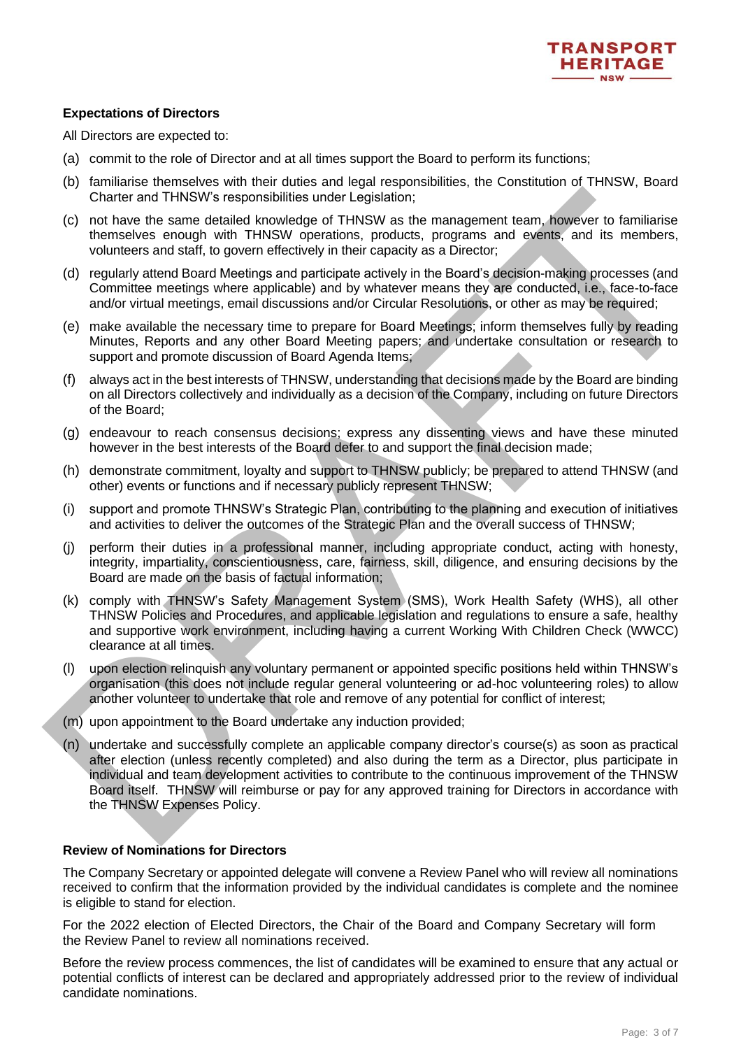### Expectations of Directors

All Directors are expected to:

(a) commit to the role of Director and at all times support the Board to perform its functions;

(b) familiarise themselves with their duties and legal responsibilities, the Constitution of THNSW, Board Charter and THNSW's responsibilities under Legislation;

(c) not have the same detailed knowledge of THNSW as the management team, however to familiarise themselves enough with THNSW operations, products, programs and events, and its members, volunteers and staff, to govern effectively in their capacity as a Director;

(d) regularly attend Board Meetings and participate actively in the Board's decision-making processes (and Committee meetings where applicable) and by whatever means they are conducted, i.e., face-to-face and/or virtual meetings, email discussions and/or Circular Resolutions, or other as may be required;

(e) make available the necessary time to prepare for Board Meetings; inform themselves fully by reading Minutes, Reports and any other Board Meeting papers; and undertake consultation or research to support and promote discussion of Board Agenda Items;

(f) always act in the best interests of THNSW, understanding that decisions made by the Board are binding on all Directors collectively and individually as a decision of the Company, including on future Directors of the Board;

(g) endeavour to reach consensus decisions; express any dissenting views and have these minuted however in the best interests of the Board defer to and support the final decision made;

(h) demonstrate commitment, loyalty and support to THNSW publicly; be prepared to attend THNSW (and other) events or functions and if necessary publicly represent THNSW;

(i) support and promote THNSW's Strategic Plan, contributing to the planning and execution of initiatives and activities to deliver the outcomes of the Strategic Plan and the overall success of THNSW;

(j) perform their duties in a professional manner, including appropriate conduct, acting with honesty, integrity, impartiality, conscientiousness, care, fairness, skill, diligence, and ensuring decisions by the Board are made on the basis of factual information;

(k) comply with THNSW's Safety Management System (SMS), Work Health Safety (WHS), all other THNSW Policies and Procedures, and applicable legislation and regulations to ensure a safe, healthy and supportive work environment, including having a current Working With Children Check (WWCC) clearance at all times.

(l) upon election relinquish any voluntary permanent or appointed specific positions held within THNSW's organisation (this does not include regular general volunteering or ad-hoc volunteering roles) to allow another volunteer to undertake that role and remove of any potential for conflict of interest;

(m) upon appointment to the Board undertake any induction provided;

(n) undertake and successfully complete an applicable company director's course(s) as soon as practical after election (unless recently completed) and also during the term as a Director, plus participate in individual and team development activities to contribute to the continuous improvement of the THNSW Board itself. THNSW will reimburse or pay for any approved training for Directors in accordance with the THNSW Expenses Policy.

### Review of Nominations for Directors

The Company Secretary or appointed delegate will convene a Review Panel who will review all nominations received to confirm that the information provided by the individual candidates is complete and the nominee is eligible to stand for election.

For the 2022 election of Elected Directors, the Chair of the Board and Company Secretary will form the Review Panel to review all nominations received.

Before the review process commences, the list of candidates will be examined to ensure that any actual or potential conflicts of interest can be declared and appropriately addressed prior to the review of individual candidate nominations.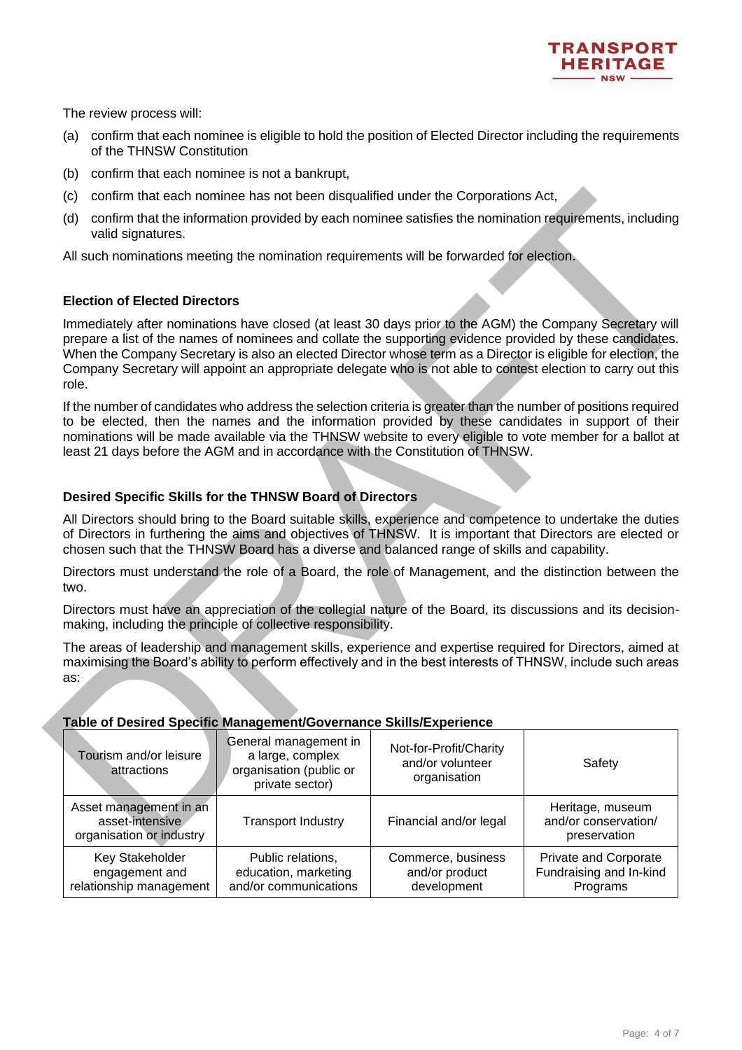The review process will:

(a) confirm that each nominee is eligible to hold the position of Elected Director including the requirements of the THNSW Constitution

(b) confirm that each nominee is not a bankrupt,

(c) confirm that each nominee has not been disqualified under the Corporations Act,

(d) confirm that the information provided by each nominee satisfies the nomination requirements, including valid signatures.

All such nominations meeting the nomination requirements will be forwarded for election.

**Election of Elected Directors**

Immediately after nominations have closed (at least 30 days prior to the AGM) the Company Secretary will prepare a list of the names of nominees and collate the supporting evidence provided by these candidates. When the Company Secretary is also an elected Director whose term as a Director is eligible for election, the Company Secretary will appoint an appropriate delegate who is not able to contest election to carry out this role.

If the number of candidates who address the selection criteria is greater than the number of positions required to be elected, then the names and the information provided by these candidates in support of their nominations will be made available via the THNSW website to every eligible to vote member for a ballot at least 21 days before the AGM and in accordance with the Constitution of THNSW.

**Desired Specific Skills for the THNSW Board of Directors**

All Directors should bring to the Board suitable skills, experience and competence to undertake the duties of Directors in furthering the aims and objectives of THNSW. It is important that Directors are elected or chosen such that the THNSW Board has a diverse and balanced range of skills and capability.

Directors must understand the role of a Board, the role of Management, and the distinction between the two.

Directors must have an appreciation of the collegial nature of the Board, its discussions and its decision-making, including the principle of collective responsibility.

The areas of leadership and management skills, experience and expertise required for Directors, aimed at maximising the Board's ability to perform effectively and in the best interests of THNSW, include such areas as:

**Table of Desired Specific Management/Governance Skills/Experience**

| | | | |
|---|---|---|---|
| Tourism and/or leisure attractions | General management in a large, complex organisation (public or private sector) | Not-for-Profit/Charity and/or volunteer organisation | Safety |
| Asset management in an asset-intensive organisation or industry | Transport Industry | Financial and/or legal | Heritage, museum and/or conservation/ preservation |
| Key Stakeholder engagement and relationship management | Public relations, education, marketing and/or communications | Commerce, business and/or product development | Private and Corporate Fundraising and In-kind Programs |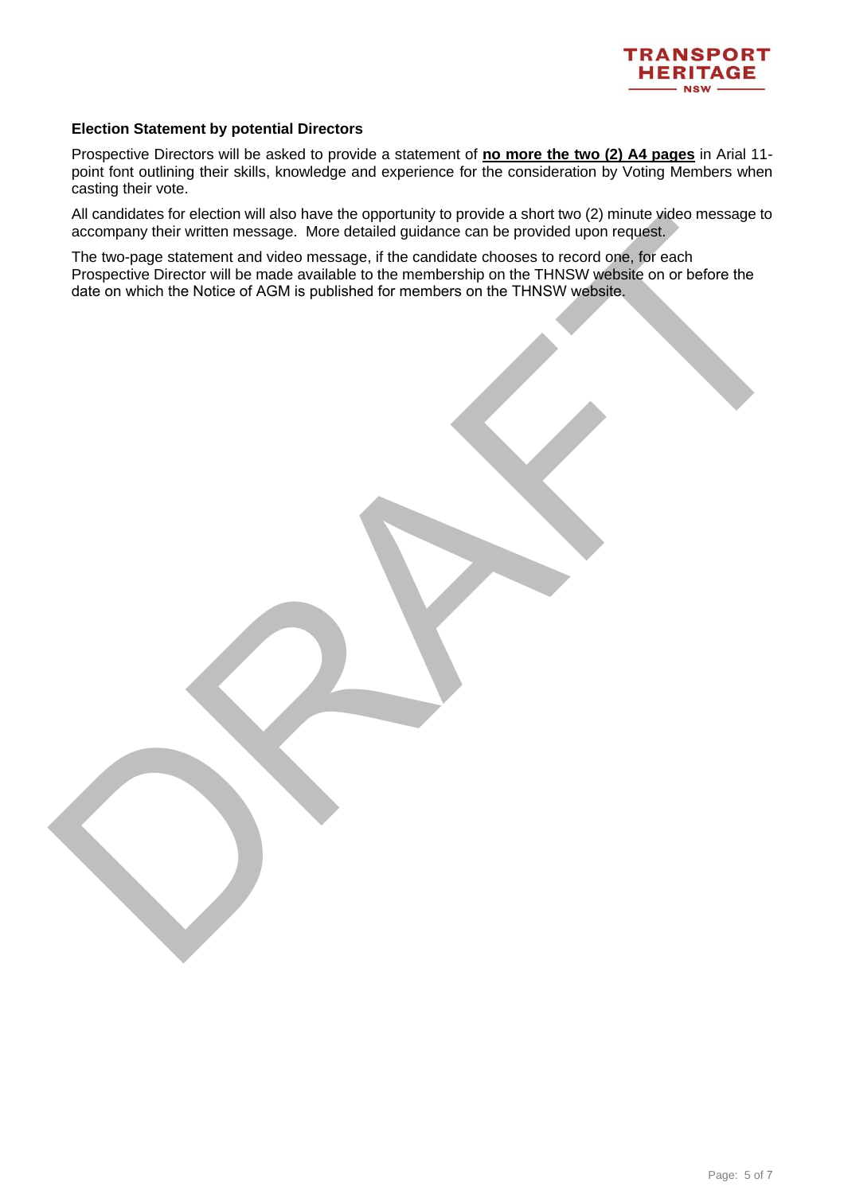### Election Statement by potential Directors

Prospective Directors will be asked to provide a statement of **no more the two (2) A4 pages** in Arial 11-point font outlining their skills, knowledge and experience for the consideration by Voting Members when casting their vote.

All candidates for election will also have the opportunity to provide a short two (2) minute video message to accompany their written message. More detailed guidance can be provided upon request.

The two-page statement and video message, if the candidate chooses to record one, for each Prospective Director will be made available to the membership on the THNSW website on or before the date on which the Notice of AGM is published for members on the THNSW website.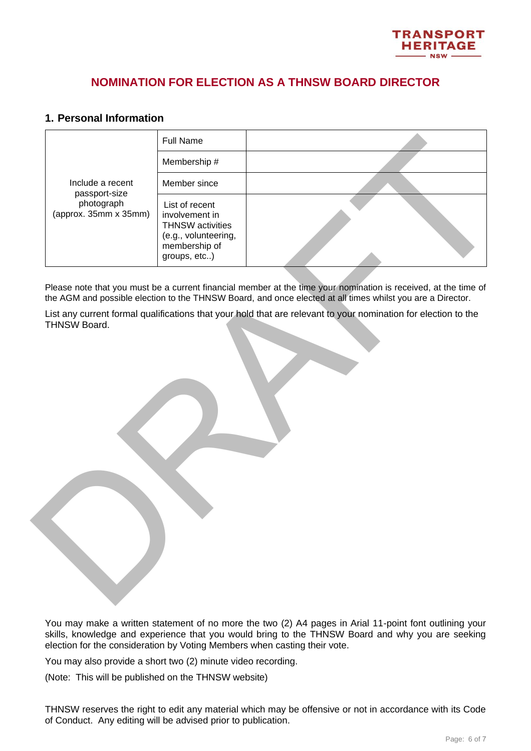# NOMINATION FOR ELECTION AS A THNSW BOARD DIRECTOR

## 1. Personal Information

| Include a recent passport-size photograph (approx. 35mm x 35mm) | Full Name | |
|---|---|---|
| | Membership # | |
| | Member since | |
| | List of recent involvement in THNSW activities (e.g., volunteering, membership of groups, etc..) | |

Please note that you must be a current financial member at the time your nomination is received, at the time of the AGM and possible election to the THNSW Board, and once elected at all times whilst you are a Director.

List any current formal qualifications that your hold that are relevant to your nomination for election to the THNSW Board.

You may make a written statement of no more the two (2) A4 pages in Arial 11-point font outlining your skills, knowledge and experience that you would bring to the THNSW Board and why you are seeking election for the consideration by Voting Members when casting their vote.

You may also provide a short two (2) minute video recording.

(Note: This will be published on the THNSW website)

THNSW reserves the right to edit any material which may be offensive or not in accordance with its Code of Conduct. Any editing will be advised prior to publication.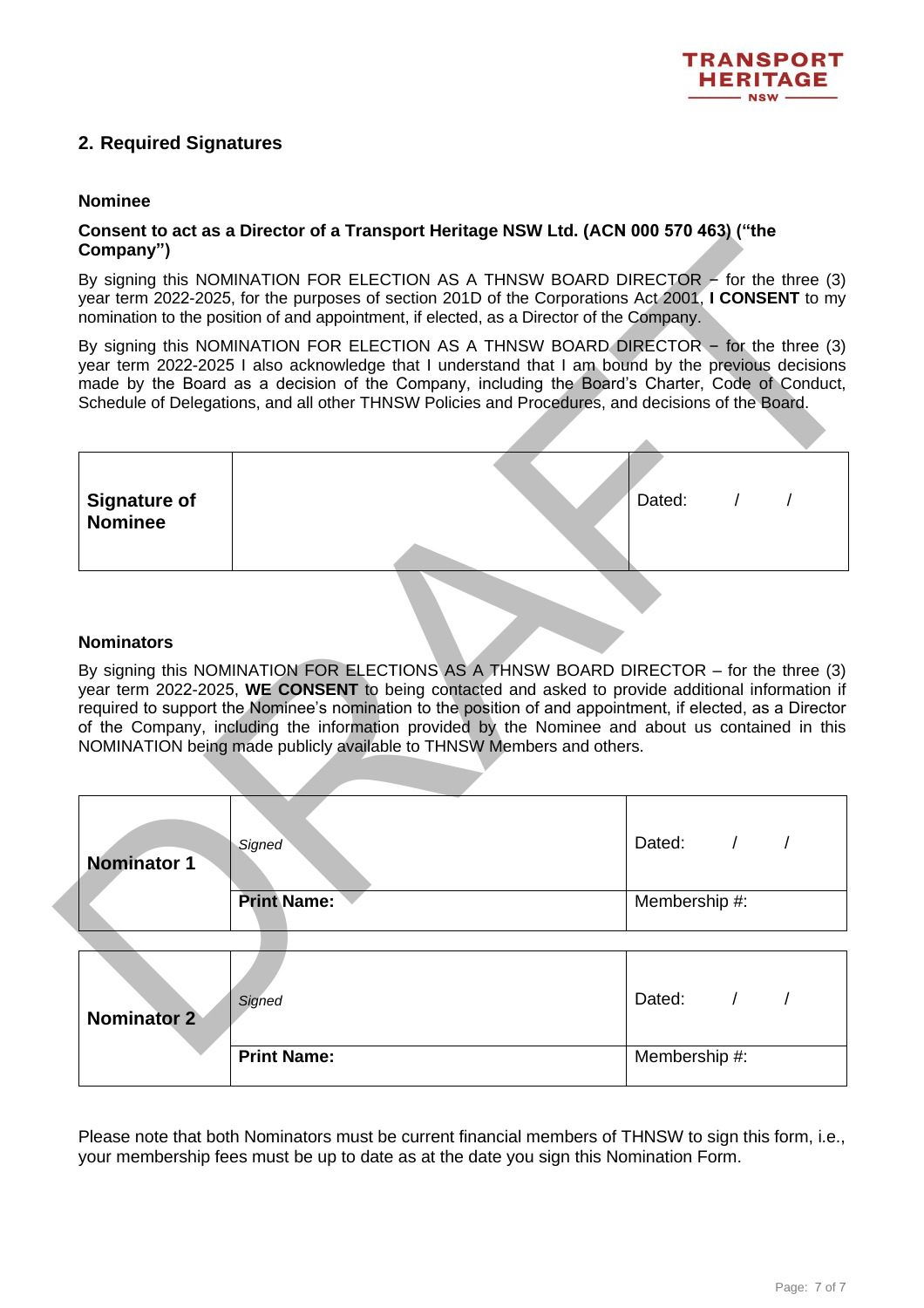## 2. Required Signatures

**Nominee**

**Consent to act as a Director of a Transport Heritage NSW Ltd. (ACN 000 570 463) ("the Company")**

By signing this NOMINATION FOR ELECTION AS A THNSW BOARD DIRECTOR – for the three (3) year term 2022-2025, for the purposes of section 201D of the Corporations Act 2001, **I CONSENT** to my nomination to the position of and appointment, if elected, as a Director of the Company.

By signing this NOMINATION FOR ELECTION AS A THNSW BOARD DIRECTOR – for the three (3) year term 2022-2025 I also acknowledge that I understand that I am bound by the previous decisions made by the Board as a decision of the Company, including the Board's Charter, Code of Conduct, Schedule of Delegations, and all other THNSW Policies and Procedures, and decisions of the Board.

| | | |
|---|---|---|
| **Signature of Nominee** | | Dated: / / |

**Nominators**

By signing this NOMINATION FOR ELECTIONS AS A THNSW BOARD DIRECTOR – for the three (3) year term 2022-2025, **WE CONSENT** to being contacted and asked to provide additional information if required to support the Nominee's nomination to the position of and appointment, if elected, as a Director of the Company, including the information provided by the Nominee and about us contained in this NOMINATION being made publicly available to THNSW Members and others.

| | | |
|---|---|---|
| **Nominator 1** | *Signed* | Dated: / / |
| | **Print Name:** | Membership #: |

| | | |
|---|---|---|
| **Nominator 2** | *Signed* | Dated: / / |
| | **Print Name:** | Membership #: |

Please note that both Nominators must be current financial members of THNSW to sign this form, i.e., your membership fees must be up to date as at the date you sign this Nomination Form.